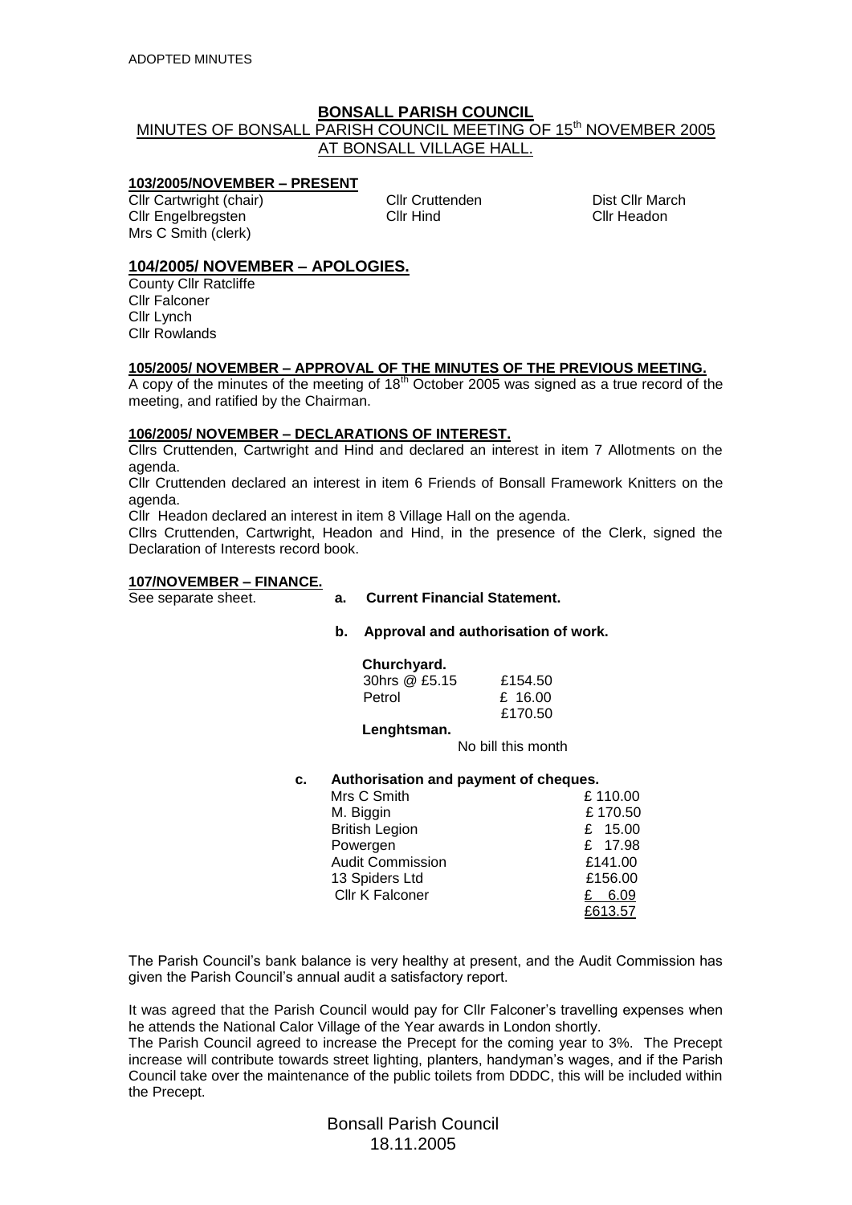ADOPTED MINUTES

# BONSALL PARISH COUNCIL

## MINUTES OF BONSALL PARISH COUNCIL MEETING OF 15th NOVEMBER 2005 AT BONSALL VILLAGE HALL.

### 103/2005/NOVEMBER – PRESENT

| | | |
|---|---|---|
| Cllr Cartwright (chair) | Cllr Cruttenden | Dist Cllr March |
| Cllr Engelbregsten | Cllr Hind | Cllr Headon |
| Mrs C Smith (clerk) | | |

### 104/2005/ NOVEMBER – APOLOGIES.

County Cllr Ratcliffe
Cllr Falconer
Cllr Lynch
Cllr Rowlands

### 105/2005/ NOVEMBER – APPROVAL OF THE MINUTES OF THE PREVIOUS MEETING.

A copy of the minutes of the meeting of 18th October 2005 was signed as a true record of the meeting, and ratified by the Chairman.

### 106/2005/ NOVEMBER – DECLARATIONS OF INTEREST.

Cllrs Cruttenden, Cartwright and Hind and declared an interest in item 7 Allotments on the agenda.

Cllr Cruttenden declared an interest in item 6 Friends of Bonsall Framework Knitters on the agenda.

Cllr Headon declared an interest in item 8 Village Hall on the agenda.

Cllrs Cruttenden, Cartwright, Headon and Hind, in the presence of the Clerk, signed the Declaration of Interests record book.

### 107/NOVEMBER – FINANCE.

See separate sheet.

**a. Current Financial Statement.**

**b. Approval and authorisation of work.**

**Churchyard.**

| | |
|---|---|
| 30hrs @ £5.15 | £154.50 |
| Petrol | £ 16.00 |
| | £170.50 |

**Lenghtsman.**

No bill this month

**c. Authorisation and payment of cheques.**

| | |
|---|---|
| Mrs C Smith | £ 110.00 |
| M. Biggin | £ 170.50 |
| British Legion | £ 15.00 |
| Powergen | £ 17.98 |
| Audit Commission | £141.00 |
| 13 Spiders Ltd | £156.00 |
| Cllr K Falconer | £ 6.09 |
| | £613.57 |

The Parish Council's bank balance is very healthy at present, and the Audit Commission has given the Parish Council's annual audit a satisfactory report.

It was agreed that the Parish Council would pay for Cllr Falconer's travelling expenses when he attends the National Calor Village of the Year awards in London shortly.

The Parish Council agreed to increase the Precept for the coming year to 3%. The Precept increase will contribute towards street lighting, planters, handyman's wages, and if the Parish Council take over the maintenance of the public toilets from DDDC, this will be included within the Precept.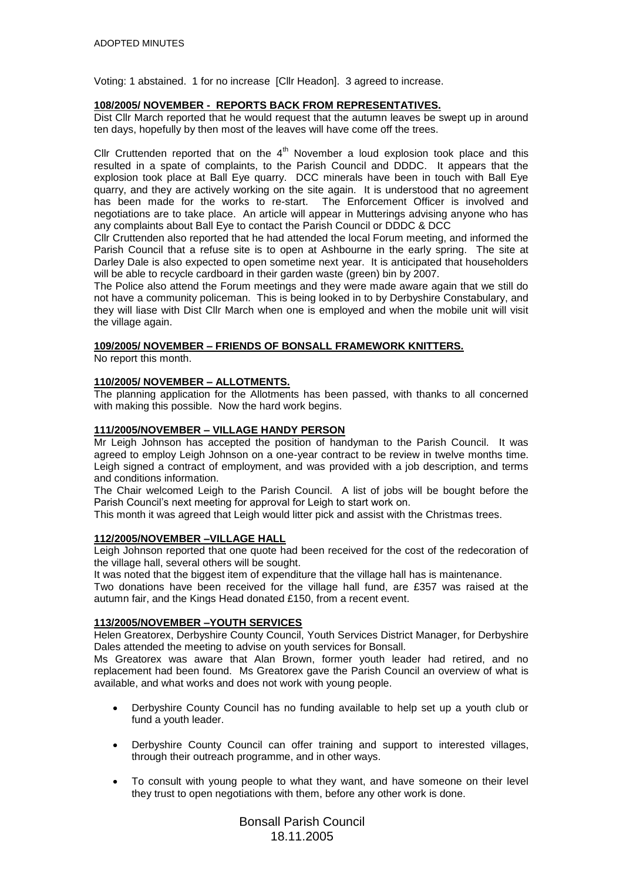Voting: 1 abstained. 1 for no increase [Cllr Headon]. 3 agreed to increase.

## 108/2005/ NOVEMBER - REPORTS BACK FROM REPRESENTATIVES.

Dist Cllr March reported that he would request that the autumn leaves be swept up in around ten days, hopefully by then most of the leaves will have come off the trees.

Cllr Cruttenden reported that on the 4th November a loud explosion took place and this resulted in a spate of complaints, to the Parish Council and DDDC. It appears that the explosion took place at Ball Eye quarry. DCC minerals have been in touch with Ball Eye quarry, and they are actively working on the site again. It is understood that no agreement has been made for the works to re-start. The Enforcement Officer is involved and negotiations are to take place. An article will appear in Mutterings advising anyone who has any complaints about Ball Eye to contact the Parish Council or DDDC & DCC

Cllr Cruttenden also reported that he had attended the local Forum meeting, and informed the Parish Council that a refuse site is to open at Ashbourne in the early spring. The site at Darley Dale is also expected to open sometime next year. It is anticipated that householders will be able to recycle cardboard in their garden waste (green) bin by 2007.

The Police also attend the Forum meetings and they were made aware again that we still do not have a community policeman. This is being looked in to by Derbyshire Constabulary, and they will liase with Dist Cllr March when one is employed and when the mobile unit will visit the village again.

## 109/2005/ NOVEMBER – FRIENDS OF BONSALL FRAMEWORK KNITTERS.

No report this month.

## 110/2005/ NOVEMBER – ALLOTMENTS.

The planning application for the Allotments has been passed, with thanks to all concerned with making this possible. Now the hard work begins.

## 111/2005/NOVEMBER – VILLAGE HANDY PERSON

Mr Leigh Johnson has accepted the position of handyman to the Parish Council. It was agreed to employ Leigh Johnson on a one-year contract to be review in twelve months time. Leigh signed a contract of employment, and was provided with a job description, and terms and conditions information.

The Chair welcomed Leigh to the Parish Council. A list of jobs will be bought before the Parish Council's next meeting for approval for Leigh to start work on.

This month it was agreed that Leigh would litter pick and assist with the Christmas trees.

## 112/2005/NOVEMBER –VILLAGE HALL

Leigh Johnson reported that one quote had been received for the cost of the redecoration of the village hall, several others will be sought.

It was noted that the biggest item of expenditure that the village hall has is maintenance.

Two donations have been received for the village hall fund, are £357 was raised at the autumn fair, and the Kings Head donated £150, from a recent event.

## 113/2005/NOVEMBER –YOUTH SERVICES

Helen Greatorex, Derbyshire County Council, Youth Services District Manager, for Derbyshire Dales attended the meeting to advise on youth services for Bonsall.

Ms Greatorex was aware that Alan Brown, former youth leader had retired, and no replacement had been found. Ms Greatorex gave the Parish Council an overview of what is available, and what works and does not work with young people.

- Derbyshire County Council has no funding available to help set up a youth club or fund a youth leader.
- Derbyshire County Council can offer training and support to interested villages, through their outreach programme, and in other ways.
- To consult with young people to what they want, and have someone on their level they trust to open negotiations with them, before any other work is done.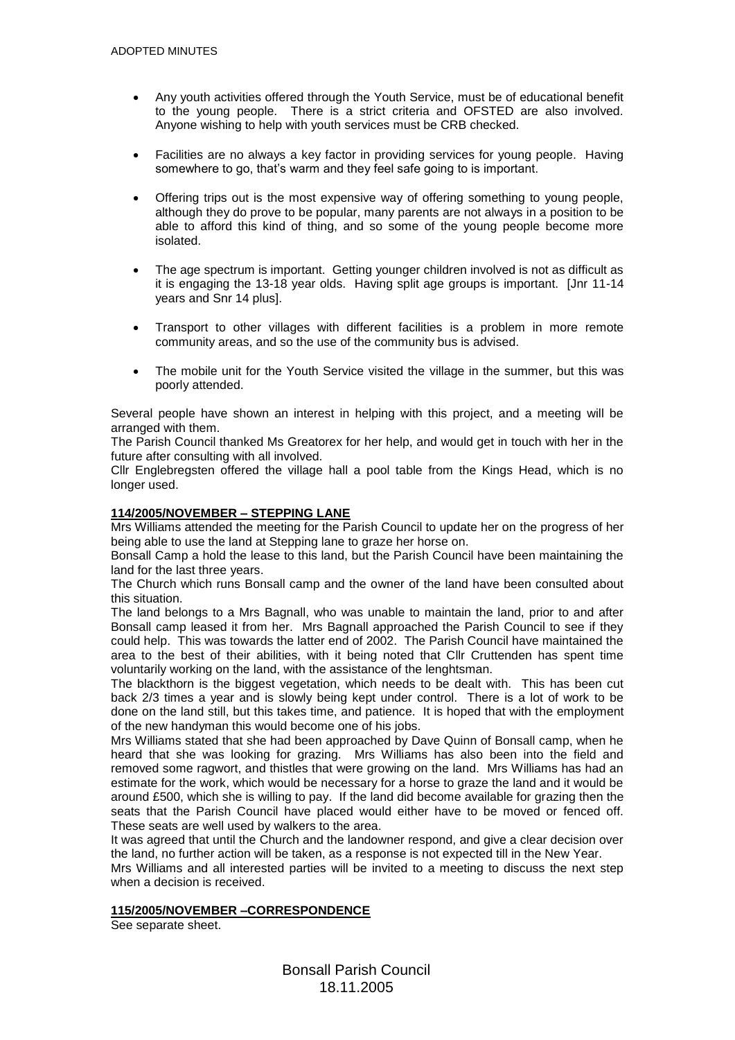- Any youth activities offered through the Youth Service, must be of educational benefit to the young people. There is a strict criteria and OFSTED are also involved. Anyone wishing to help with youth services must be CRB checked.
- Facilities are no always a key factor in providing services for young people. Having somewhere to go, that's warm and they feel safe going to is important.
- Offering trips out is the most expensive way of offering something to young people, although they do prove to be popular, many parents are not always in a position to be able to afford this kind of thing, and so some of the young people become more isolated.
- The age spectrum is important. Getting younger children involved is not as difficult as it is engaging the 13-18 year olds. Having split age groups is important. [Jnr 11-14 years and Snr 14 plus].
- Transport to other villages with different facilities is a problem in more remote community areas, and so the use of the community bus is advised.
- The mobile unit for the Youth Service visited the village in the summer, but this was poorly attended.

Several people have shown an interest in helping with this project, and a meeting will be arranged with them.
The Parish Council thanked Ms Greatorex for her help, and would get in touch with her in the future after consulting with all involved.
Cllr Englebregsten offered the village hall a pool table from the Kings Head, which is no longer used.

**114/2005/NOVEMBER – STEPPING LANE**

Mrs Williams attended the meeting for the Parish Council to update her on the progress of her being able to use the land at Stepping lane to graze her horse on.
Bonsall Camp a hold the lease to this land, but the Parish Council have been maintaining the land for the last three years.
The Church which runs Bonsall camp and the owner of the land have been consulted about this situation.
The land belongs to a Mrs Bagnall, who was unable to maintain the land, prior to and after Bonsall camp leased it from her. Mrs Bagnall approached the Parish Council to see if they could help. This was towards the latter end of 2002. The Parish Council have maintained the area to the best of their abilities, with it being noted that Cllr Cruttenden has spent time voluntarily working on the land, with the assistance of the lenghtsman.
The blackthorn is the biggest vegetation, which needs to be dealt with. This has been cut back 2/3 times a year and is slowly being kept under control. There is a lot of work to be done on the land still, but this takes time, and patience. It is hoped that with the employment of the new handyman this would become one of his jobs.
Mrs Williams stated that she had been approached by Dave Quinn of Bonsall camp, when he heard that she was looking for grazing. Mrs Williams has also been into the field and removed some ragwort, and thistles that were growing on the land. Mrs Williams has had an estimate for the work, which would be necessary for a horse to graze the land and it would be around £500, which she is willing to pay. If the land did become available for grazing then the seats that the Parish Council have placed would either have to be moved or fenced off. These seats are well used by walkers to the area.
It was agreed that until the Church and the landowner respond, and give a clear decision over the land, no further action will be taken, as a response is not expected till in the New Year.
Mrs Williams and all interested parties will be invited to a meeting to discuss the next step when a decision is received.

**115/2005/NOVEMBER –CORRESPONDENCE**

See separate sheet.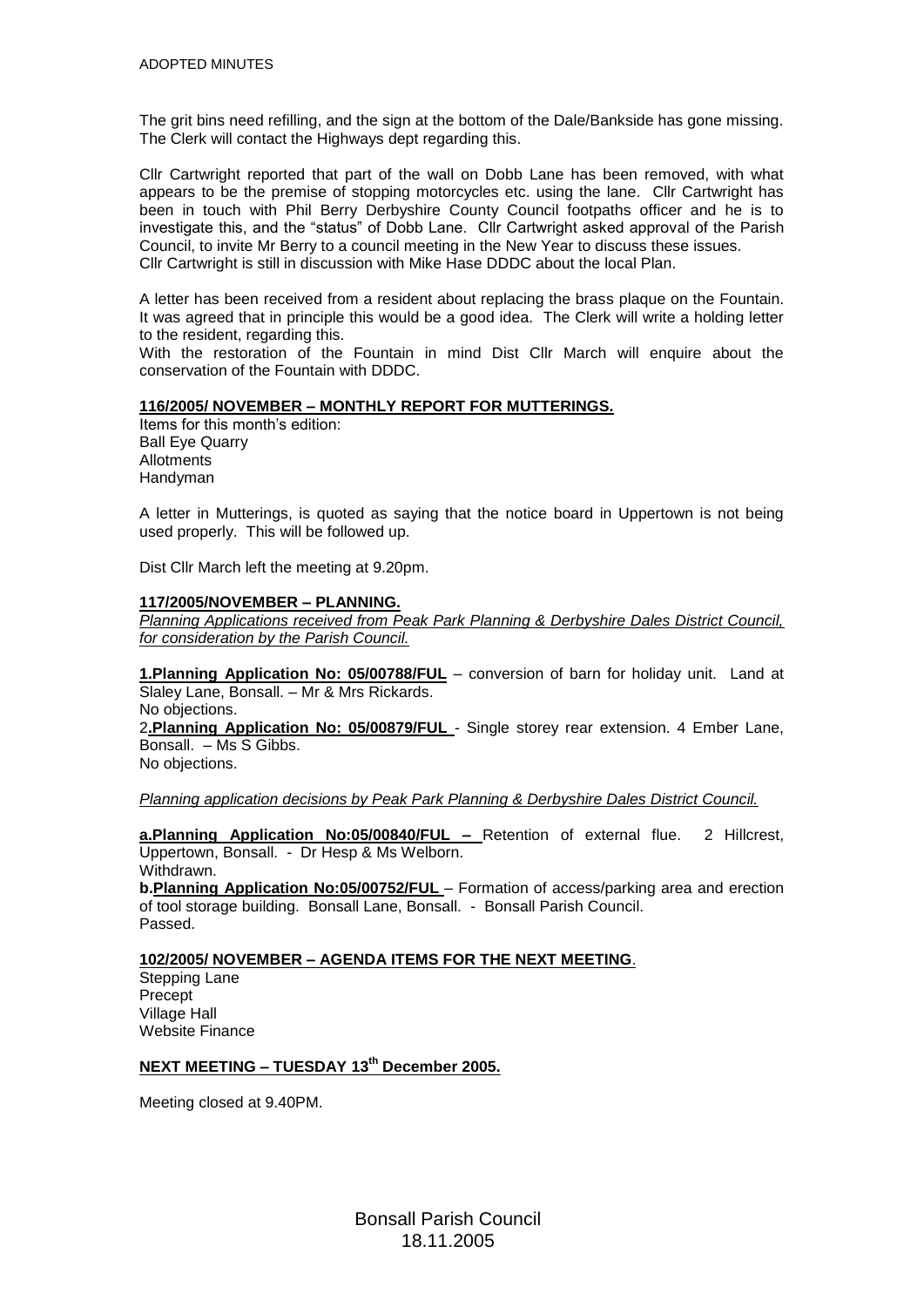The grit bins need refilling, and the sign at the bottom of the Dale/Bankside has gone missing. The Clerk will contact the Highways dept regarding this.

Cllr Cartwright reported that part of the wall on Dobb Lane has been removed, with what appears to be the premise of stopping motorcycles etc. using the lane. Cllr Cartwright has been in touch with Phil Berry Derbyshire County Council footpaths officer and he is to investigate this, and the "status" of Dobb Lane. Cllr Cartwright asked approval of the Parish Council, to invite Mr Berry to a council meeting in the New Year to discuss these issues.
Cllr Cartwright is still in discussion with Mike Hase DDDC about the local Plan.

A letter has been received from a resident about replacing the brass plaque on the Fountain. It was agreed that in principle this would be a good idea. The Clerk will write a holding letter to the resident, regarding this.
With the restoration of the Fountain in mind Dist Cllr March will enquire about the conservation of the Fountain with DDDC.

**116/2005/ NOVEMBER – MONTHLY REPORT FOR MUTTERINGS.**

Items for this month's edition:
Ball Eye Quarry
Allotments
Handyman

A letter in Mutterings, is quoted as saying that the notice board in Uppertown is not being used properly. This will be followed up.

Dist Cllr March left the meeting at 9.20pm.

**117/2005/NOVEMBER – PLANNING.**

*Planning Applications received from Peak Park Planning & Derbyshire Dales District Council, for consideration by the Parish Council.*

**1.Planning Application No: 05/00788/FUL** – conversion of barn for holiday unit. Land at Slaley Lane, Bonsall. – Mr & Mrs Rickards.
No objections.
2**.Planning Application No: 05/00879/FUL** - Single storey rear extension. 4 Ember Lane, Bonsall. – Ms S Gibbs.
No objections.

*Planning application decisions by Peak Park Planning & Derbyshire Dales District Council.*

**a.Planning Application No:05/00840/FUL –** Retention of external flue. 2 Hillcrest, Uppertown, Bonsall. - Dr Hesp & Ms Welborn.
Withdrawn.
**b.Planning Application No:05/00752/FUL** – Formation of access/parking area and erection of tool storage building. Bonsall Lane, Bonsall. - Bonsall Parish Council.
Passed.

**102/2005/ NOVEMBER – AGENDA ITEMS FOR THE NEXT MEETING**.

Stepping Lane
Precept
Village Hall
Website Finance

**NEXT MEETING – TUESDAY 13th December 2005.**

Meeting closed at 9.40PM.